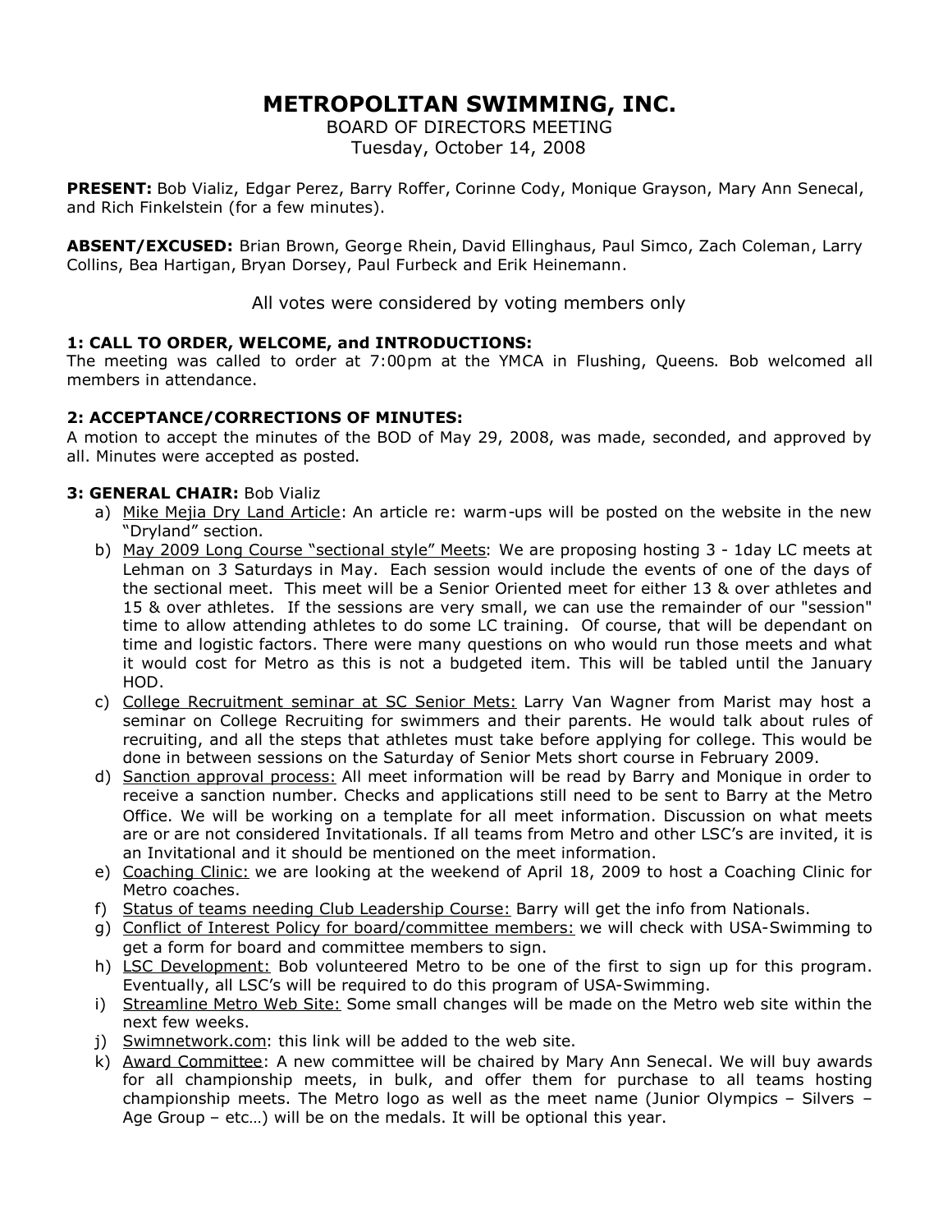# METROPOLITAN SWIMMING, INC.

BOARD OF DIRECTORS MEETING
Tuesday, October 14, 2008

**PRESENT:** Bob Vializ, Edgar Perez, Barry Roffer, Corinne Cody, Monique Grayson, Mary Ann Senecal, and Rich Finkelstein (for a few minutes).

**ABSENT/EXCUSED:** Brian Brown, George Rhein, David Ellinghaus, Paul Simco, Zach Coleman, Larry Collins, Bea Hartigan, Bryan Dorsey, Paul Furbeck and Erik Heinemann.

All votes were considered by voting members only

**1: CALL TO ORDER, WELCOME, and INTRODUCTIONS:**
The meeting was called to order at 7:00pm at the YMCA in Flushing, Queens. Bob welcomed all members in attendance.

**2: ACCEPTANCE/CORRECTIONS OF MINUTES:**
A motion to accept the minutes of the BOD of May 29, 2008, was made, seconded, and approved by all. Minutes were accepted as posted.

**3: GENERAL CHAIR:** Bob Vializ

a) Mike Mejia Dry Land Article: An article re: warm-ups will be posted on the website in the new "Dryland" section.
b) May 2009 Long Course "sectional style" Meets: We are proposing hosting 3 - 1day LC meets at Lehman on 3 Saturdays in May. Each session would include the events of one of the days of the sectional meet. This meet will be a Senior Oriented meet for either 13 & over athletes and 15 & over athletes. If the sessions are very small, we can use the remainder of our "session" time to allow attending athletes to do some LC training. Of course, that will be dependant on time and logistic factors. There were many questions on who would run those meets and what it would cost for Metro as this is not a budgeted item. This will be tabled until the January HOD.
c) College Recruitment seminar at SC Senior Mets: Larry Van Wagner from Marist may host a seminar on College Recruiting for swimmers and their parents. He would talk about rules of recruiting, and all the steps that athletes must take before applying for college. This would be done in between sessions on the Saturday of Senior Mets short course in February 2009.
d) Sanction approval process: All meet information will be read by Barry and Monique in order to receive a sanction number. Checks and applications still need to be sent to Barry at the Metro Office. We will be working on a template for all meet information. Discussion on what meets are or are not considered Invitationals. If all teams from Metro and other LSC's are invited, it is an Invitational and it should be mentioned on the meet information.
e) Coaching Clinic: we are looking at the weekend of April 18, 2009 to host a Coaching Clinic for Metro coaches.
f) Status of teams needing Club Leadership Course: Barry will get the info from Nationals.
g) Conflict of Interest Policy for board/committee members: we will check with USA-Swimming to get a form for board and committee members to sign.
h) LSC Development: Bob volunteered Metro to be one of the first to sign up for this program. Eventually, all LSC's will be required to do this program of USA-Swimming.
i) Streamline Metro Web Site: Some small changes will be made on the Metro web site within the next few weeks.
j) Swimnetwork.com: this link will be added to the web site.
k) Award Committee: A new committee will be chaired by Mary Ann Senecal. We will buy awards for all championship meets, in bulk, and offer them for purchase to all teams hosting championship meets. The Metro logo as well as the meet name (Junior Olympics – Silvers – Age Group – etc…) will be on the medals. It will be optional this year.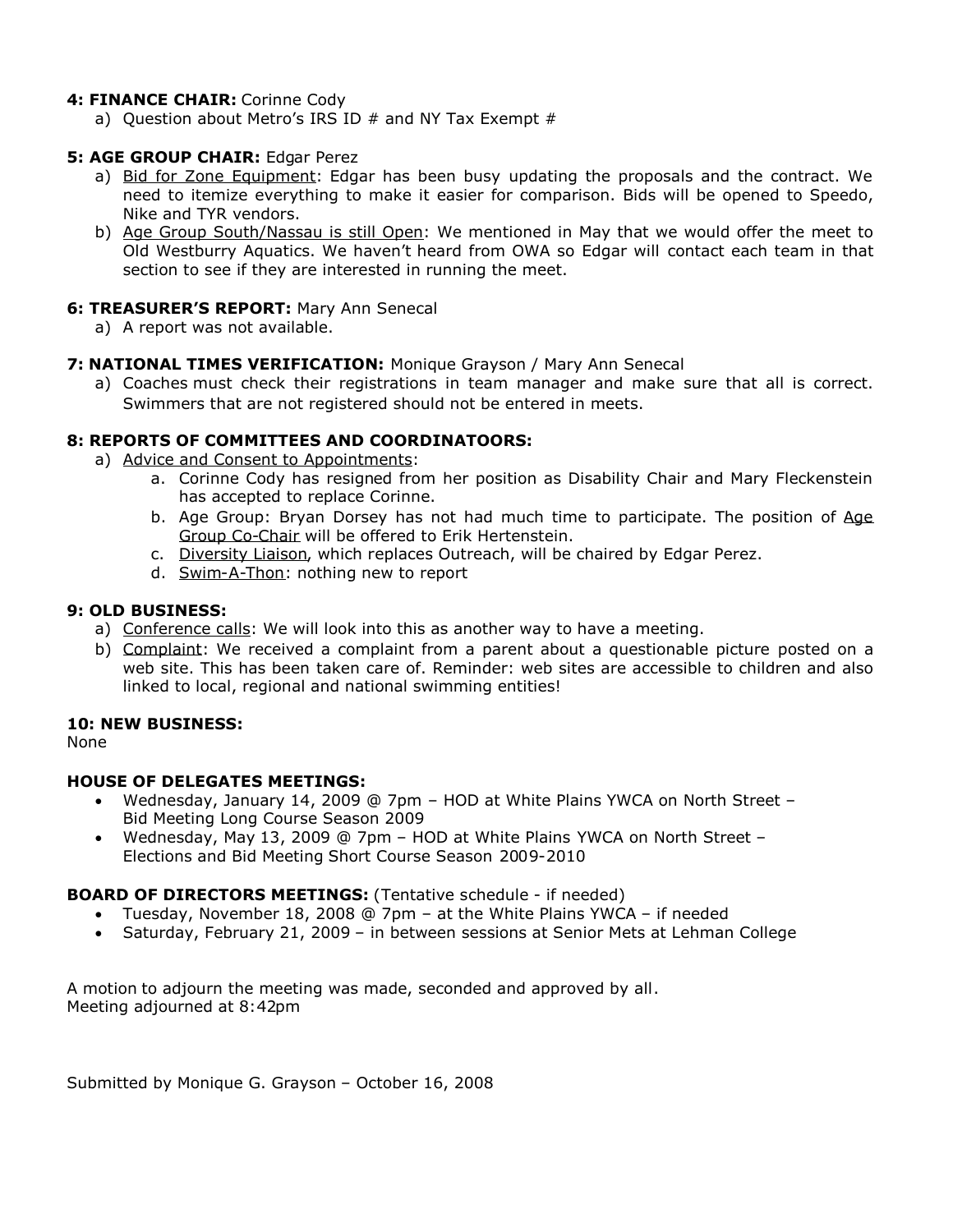**4: FINANCE CHAIR:** Corinne Cody

a) Question about Metro's IRS ID # and NY Tax Exempt #

**5: AGE GROUP CHAIR:** Edgar Perez

a) Bid for Zone Equipment: Edgar has been busy updating the proposals and the contract. We need to itemize everything to make it easier for comparison. Bids will be opened to Speedo, Nike and TYR vendors.
b) Age Group South/Nassau is still Open: We mentioned in May that we would offer the meet to Old Westburry Aquatics. We haven't heard from OWA so Edgar will contact each team in that section to see if they are interested in running the meet.

**6: TREASURER'S REPORT:** Mary Ann Senecal

a) A report was not available.

**7: NATIONAL TIMES VERIFICATION:** Monique Grayson / Mary Ann Senecal

a) Coaches must check their registrations in team manager and make sure that all is correct. Swimmers that are not registered should not be entered in meets.

**8: REPORTS OF COMMITTEES AND COORDINATOORS:**

a) Advice and Consent to Appointments:
   a. Corinne Cody has resigned from her position as Disability Chair and Mary Fleckenstein has accepted to replace Corinne.
   b. Age Group: Bryan Dorsey has not had much time to participate. The position of Age Group Co-Chair will be offered to Erik Hertenstein.
   c. Diversity Liaison, which replaces Outreach, will be chaired by Edgar Perez.
   d. Swim-A-Thon: nothing new to report

**9: OLD BUSINESS:**

a) Conference calls: We will look into this as another way to have a meeting.
b) Complaint: We received a complaint from a parent about a questionable picture posted on a web site. This has been taken care of. Reminder: web sites are accessible to children and also linked to local, regional and national swimming entities!

**10: NEW BUSINESS:**

None

**HOUSE OF DELEGATES MEETINGS:**

- Wednesday, January 14, 2009 @ 7pm – HOD at White Plains YWCA on North Street – Bid Meeting Long Course Season 2009
- Wednesday, May 13, 2009 @ 7pm – HOD at White Plains YWCA on North Street – Elections and Bid Meeting Short Course Season 2009-2010

**BOARD OF DIRECTORS MEETINGS:** (Tentative schedule - if needed)

- Tuesday, November 18, 2008 @ 7pm – at the White Plains YWCA – if needed
- Saturday, February 21, 2009 – in between sessions at Senior Mets at Lehman College

A motion to adjourn the meeting was made, seconded and approved by all.
Meeting adjourned at 8:42pm

Submitted by Monique G. Grayson – October 16, 2008